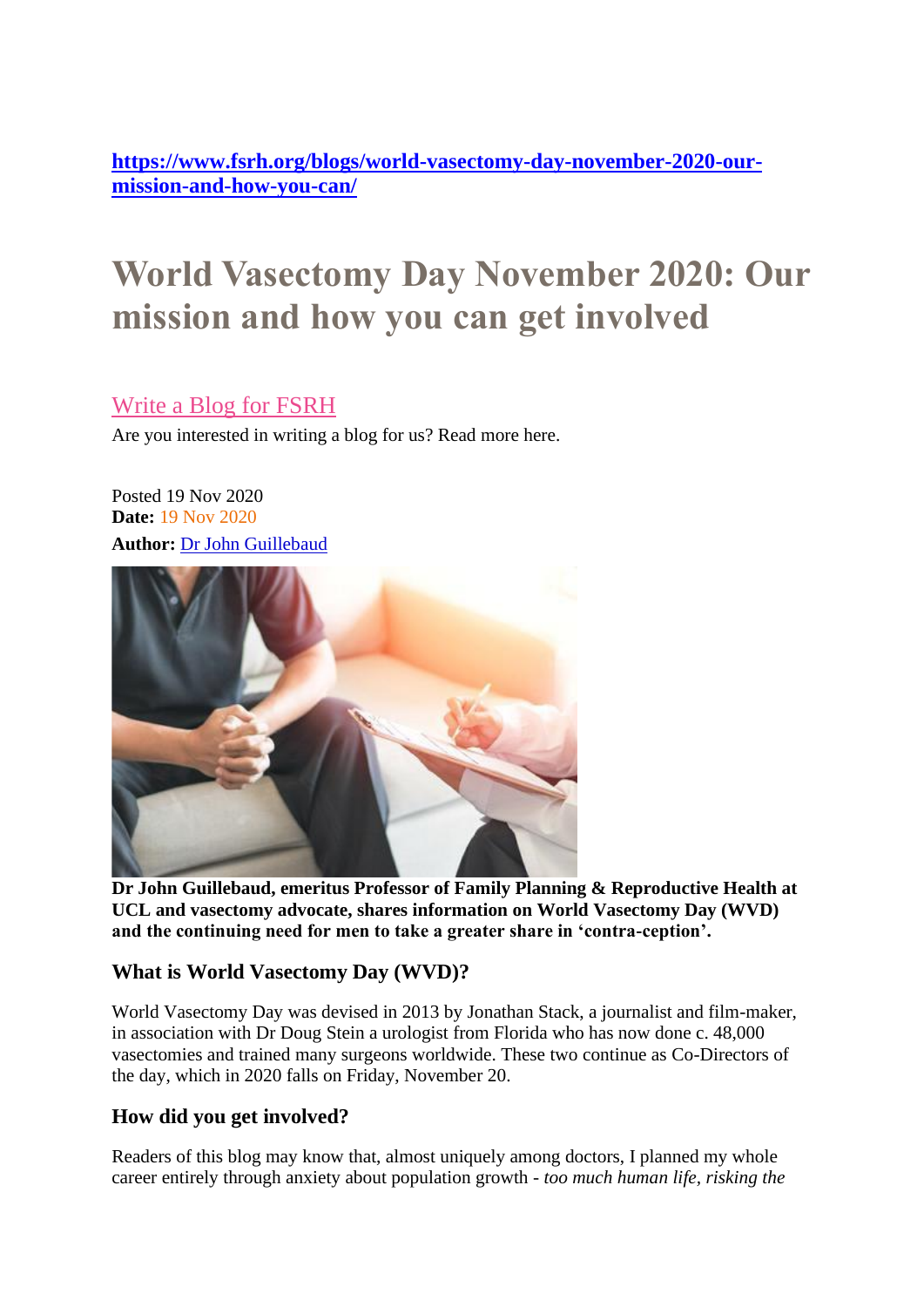[https://www.fsrh.org/blogs/world-vasectomy-day-november-2020-our-mission-and-how-you-can/](https://www.fsrh.org/blogs/world-vasectomy-day-november-2020-our-mission-and-how-you-can/)

# World Vasectomy Day November 2020: Our mission and how you can get involved

## Write a Blog for FSRH

Are you interested in writing a blog for us? Read more here.

Posted 19 Nov 2020

**Date:** 19 Nov 2020

**Author:** Dr John Guillebaud

**Dr John Guillebaud, emeritus Professor of Family Planning & Reproductive Health at UCL and vasectomy advocate, shares information on World Vasectomy Day (WVD) and the continuing need for men to take a greater share in 'contra-ception'.**

### What is World Vasectomy Day (WVD)?

World Vasectomy Day was devised in 2013 by Jonathan Stack, a journalist and film-maker, in association with Dr Doug Stein a urologist from Florida who has now done c. 48,000 vasectomies and trained many surgeons worldwide. These two continue as Co-Directors of the day, which in 2020 falls on Friday, November 20.

### How did you get involved?

Readers of this blog may know that, almost uniquely among doctors, I planned my whole career entirely through anxiety about population growth - *too much human life, risking the*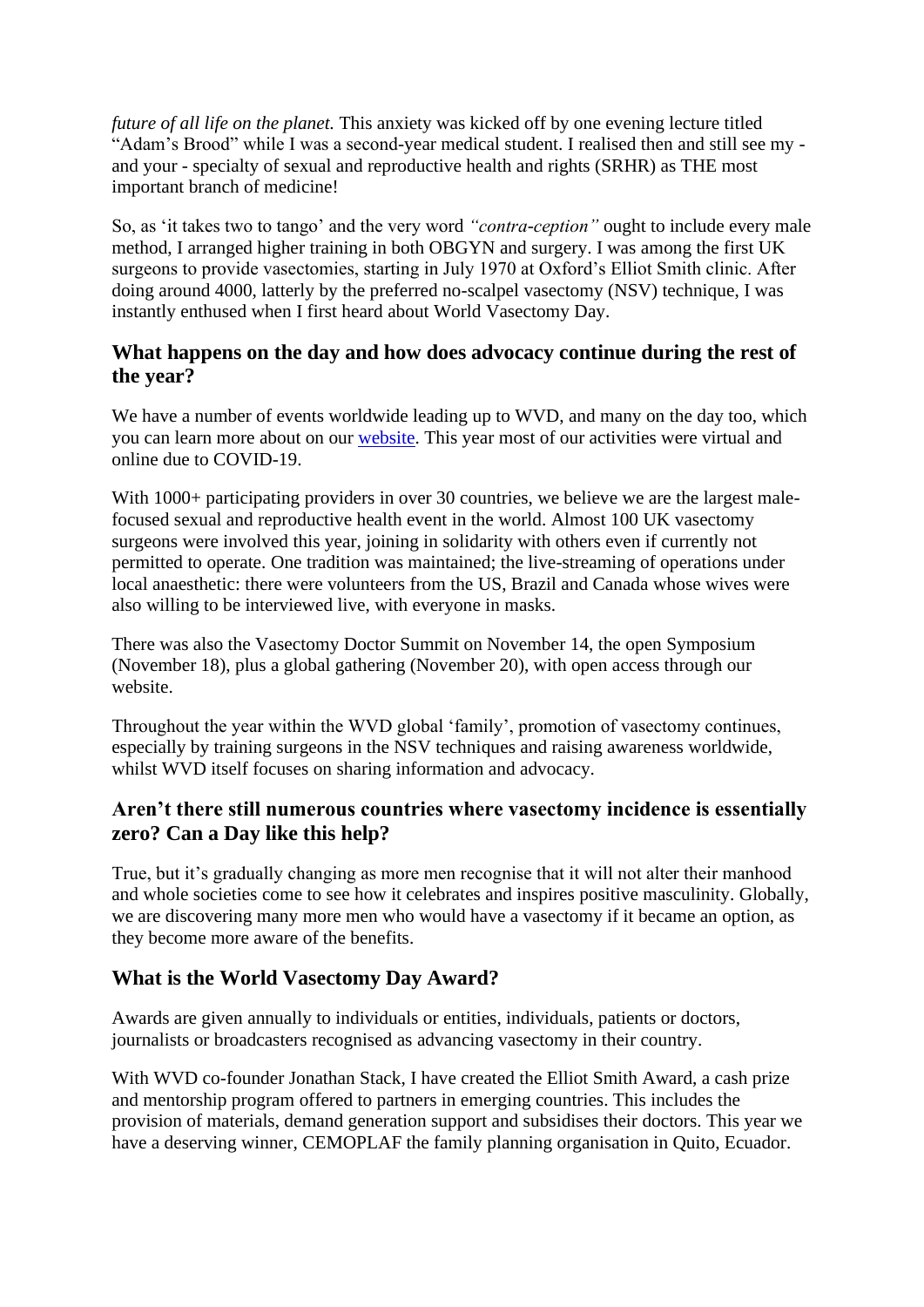*future of all life on the planet.* This anxiety was kicked off by one evening lecture titled "Adam's Brood" while I was a second-year medical student. I realised then and still see my - and your - specialty of sexual and reproductive health and rights (SRHR) as THE most important branch of medicine!

So, as 'it takes two to tango' and the very word *"contra-ception"* ought to include every male method, I arranged higher training in both OBGYN and surgery. I was among the first UK surgeons to provide vasectomies, starting in July 1970 at Oxford's Elliot Smith clinic. After doing around 4000, latterly by the preferred no-scalpel vasectomy (NSV) technique, I was instantly enthused when I first heard about World Vasectomy Day.

## What happens on the day and how does advocacy continue during the rest of the year?

We have a number of events worldwide leading up to WVD, and many on the day too, which you can learn more about on our [website](). This year most of our activities were virtual and online due to COVID-19.

With 1000+ participating providers in over 30 countries, we believe we are the largest male-focused sexual and reproductive health event in the world. Almost 100 UK vasectomy surgeons were involved this year, joining in solidarity with others even if currently not permitted to operate. One tradition was maintained; the live-streaming of operations under local anaesthetic: there were volunteers from the US, Brazil and Canada whose wives were also willing to be interviewed live, with everyone in masks.

There was also the Vasectomy Doctor Summit on November 14, the open Symposium (November 18), plus a global gathering (November 20), with open access through our website.

Throughout the year within the WVD global 'family', promotion of vasectomy continues, especially by training surgeons in the NSV techniques and raising awareness worldwide, whilst WVD itself focuses on sharing information and advocacy.

## Aren't there still numerous countries where vasectomy incidence is essentially zero? Can a Day like this help?

True, but it's gradually changing as more men recognise that it will not alter their manhood and whole societies come to see how it celebrates and inspires positive masculinity. Globally, we are discovering many more men who would have a vasectomy if it became an option, as they become more aware of the benefits.

## What is the World Vasectomy Day Award?

Awards are given annually to individuals or entities, individuals, patients or doctors, journalists or broadcasters recognised as advancing vasectomy in their country.

With WVD co-founder Jonathan Stack, I have created the Elliot Smith Award, a cash prize and mentorship program offered to partners in emerging countries. This includes the provision of materials, demand generation support and subsidises their doctors. This year we have a deserving winner, CEMOPLAF the family planning organisation in Quito, Ecuador.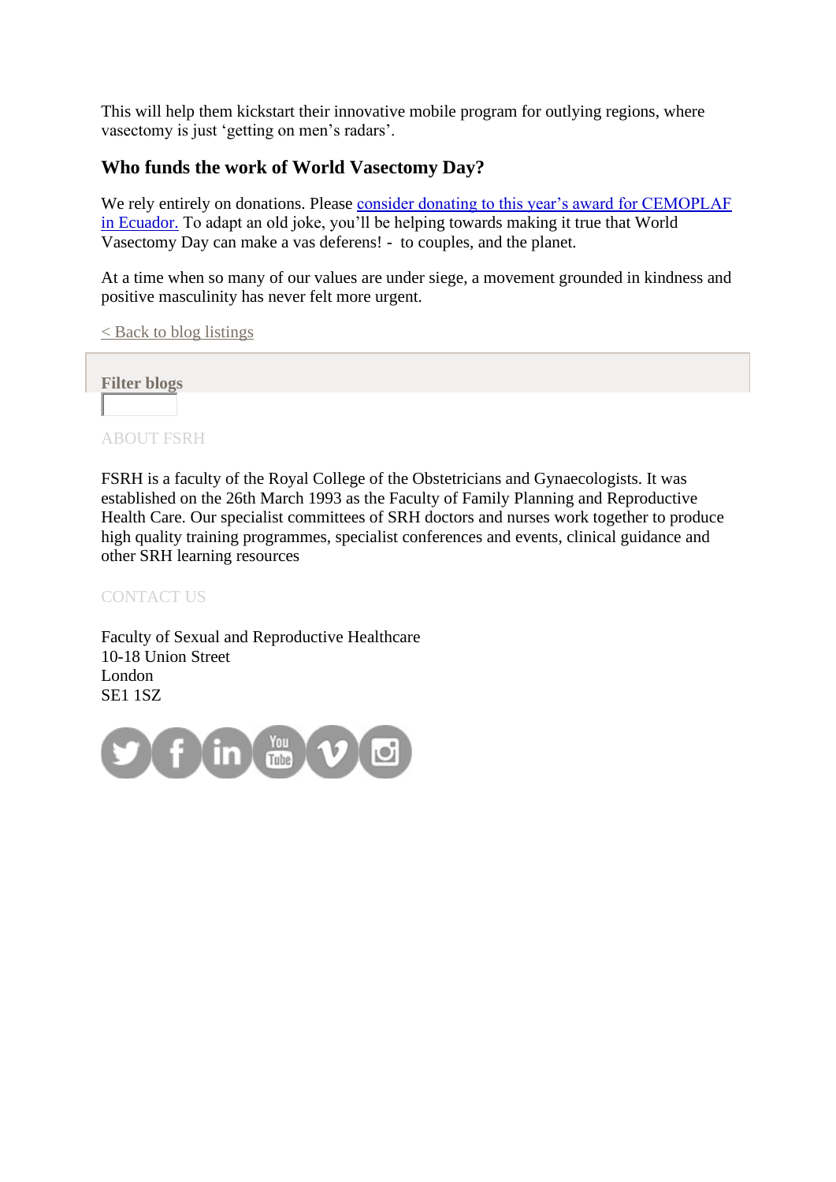This will help them kickstart their innovative mobile program for outlying regions, where vasectomy is just 'getting on men's radars'.

### Who funds the work of World Vasectomy Day?

We rely entirely on donations. Please consider donating to this year's award for CEMOPLAF in Ecuador. To adapt an old joke, you'll be helping towards making it true that World Vasectomy Day can make a vas deferens! -  to couples, and the planet.

At a time when so many of our values are under siege, a movement grounded in kindness and positive masculinity has never felt more urgent.

< Back to blog listings

**Filter blogs**

ABOUT FSRH

FSRH is a faculty of the Royal College of the Obstetricians and Gynaecologists. It was established on the 26th March 1993 as the Faculty of Family Planning and Reproductive Health Care. Our specialist committees of SRH doctors and nurses work together to produce high quality training programmes, specialist conferences and events, clinical guidance and other SRH learning resources

CONTACT US

Faculty of Sexual and Reproductive Healthcare
10-18 Union Street
London
SE1 1SZ